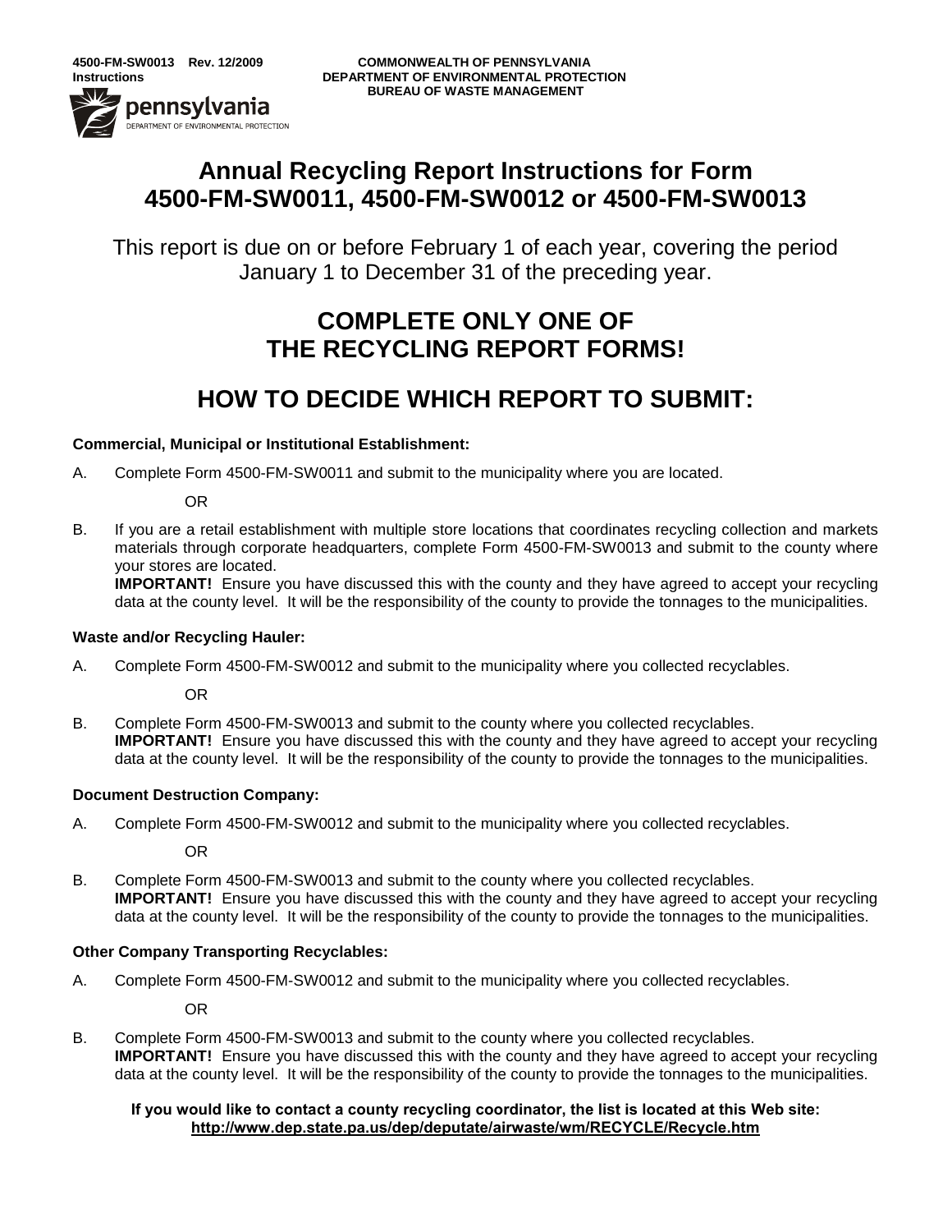4500-FM-SW0013 Rev. 12/2009
Instructions

COMMONWEALTH OF PENNSYLVANIA
DEPARTMENT OF ENVIRONMENTAL PROTECTION
BUREAU OF WASTE MANAGEMENT

# Annual Recycling Report Instructions for Form 4500-FM-SW0011, 4500-FM-SW0012 or 4500-FM-SW0013

This report is due on or before February 1 of each year, covering the period January 1 to December 31 of the preceding year.

## COMPLETE ONLY ONE OF THE RECYCLING REPORT FORMS!

## HOW TO DECIDE WHICH REPORT TO SUBMIT:

**Commercial, Municipal or Institutional Establishment:**

A. Complete Form 4500-FM-SW0011 and submit to the municipality where you are located.

OR

B. If you are a retail establishment with multiple store locations that coordinates recycling collection and markets materials through corporate headquarters, complete Form 4500-FM-SW0013 and submit to the county where your stores are located.
**IMPORTANT!** Ensure you have discussed this with the county and they have agreed to accept your recycling data at the county level. It will be the responsibility of the county to provide the tonnages to the municipalities.

**Waste and/or Recycling Hauler:**

A. Complete Form 4500-FM-SW0012 and submit to the municipality where you collected recyclables.

OR

B. Complete Form 4500-FM-SW0013 and submit to the county where you collected recyclables.
**IMPORTANT!** Ensure you have discussed this with the county and they have agreed to accept your recycling data at the county level. It will be the responsibility of the county to provide the tonnages to the municipalities.

**Document Destruction Company:**

A. Complete Form 4500-FM-SW0012 and submit to the municipality where you collected recyclables.

OR

B. Complete Form 4500-FM-SW0013 and submit to the county where you collected recyclables.
**IMPORTANT!** Ensure you have discussed this with the county and they have agreed to accept your recycling data at the county level. It will be the responsibility of the county to provide the tonnages to the municipalities.

**Other Company Transporting Recyclables:**

A. Complete Form 4500-FM-SW0012 and submit to the municipality where you collected recyclables.

OR

B. Complete Form 4500-FM-SW0013 and submit to the county where you collected recyclables.
**IMPORTANT!** Ensure you have discussed this with the county and they have agreed to accept your recycling data at the county level. It will be the responsibility of the county to provide the tonnages to the municipalities.

**If you would like to contact a county recycling coordinator, the list is located at this Web site: http://www.dep.state.pa.us/dep/deputate/airwaste/wm/RECYCLE/Recycle.htm**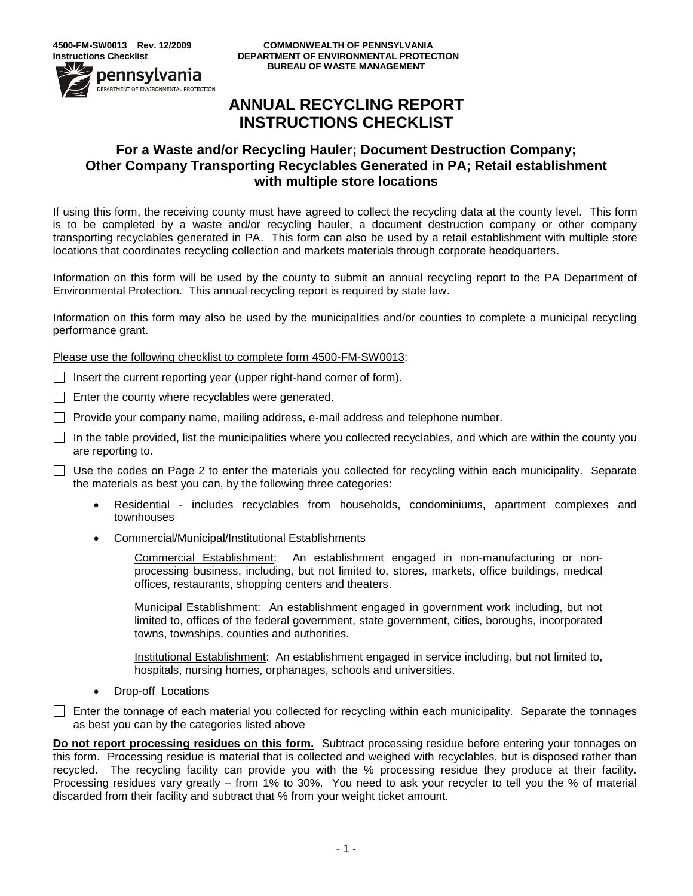4500-FM-SW0013 Rev. 12/2009
Instructions Checklist

COMMONWEALTH OF PENNSYLVANIA
DEPARTMENT OF ENVIRONMENTAL PROTECTION
BUREAU OF WASTE MANAGEMENT

# ANNUAL RECYCLING REPORT INSTRUCTIONS CHECKLIST

## For a Waste and/or Recycling Hauler; Document Destruction Company; Other Company Transporting Recyclables Generated in PA; Retail establishment with multiple store locations

If using this form, the receiving county must have agreed to collect the recycling data at the county level. This form is to be completed by a waste and/or recycling hauler, a document destruction company or other company transporting recyclables generated in PA. This form can also be used by a retail establishment with multiple store locations that coordinates recycling collection and markets materials through corporate headquarters.

Information on this form will be used by the county to submit an annual recycling report to the PA Department of Environmental Protection. This annual recycling report is required by state law.

Information on this form may also be used by the municipalities and/or counties to complete a municipal recycling performance grant.

Please use the following checklist to complete form 4500-FM-SW0013:

- ☐ Insert the current reporting year (upper right-hand corner of form).
- ☐ Enter the county where recyclables were generated.
- ☐ Provide your company name, mailing address, e-mail address and telephone number.
- ☐ In the table provided, list the municipalities where you collected recyclables, and which are within the county you are reporting to.
- ☐ Use the codes on Page 2 to enter the materials you collected for recycling within each municipality. Separate the materials as best you can, by the following three categories:
  - Residential - includes recyclables from households, condominiums, apartment complexes and townhouses
  - Commercial/Municipal/Institutional Establishments

    Commercial Establishment: An establishment engaged in non-manufacturing or non-processing business, including, but not limited to, stores, markets, office buildings, medical offices, restaurants, shopping centers and theaters.

    Municipal Establishment: An establishment engaged in government work including, but not limited to, offices of the federal government, state government, cities, boroughs, incorporated towns, townships, counties and authorities.

    Institutional Establishment: An establishment engaged in service including, but not limited to, hospitals, nursing homes, orphanages, schools and universities.
  - Drop-off Locations
- ☐ Enter the tonnage of each material you collected for recycling within each municipality. Separate the tonnages as best you can by the categories listed above

**Do not report processing residues on this form.** Subtract processing residue before entering your tonnages on this form. Processing residue is material that is collected and weighed with recyclables, but is disposed rather than recycled. The recycling facility can provide you with the % processing residue they produce at their facility. Processing residues vary greatly – from 1% to 30%. You need to ask your recycler to tell you the % of material discarded from their facility and subtract that % from your weight ticket amount.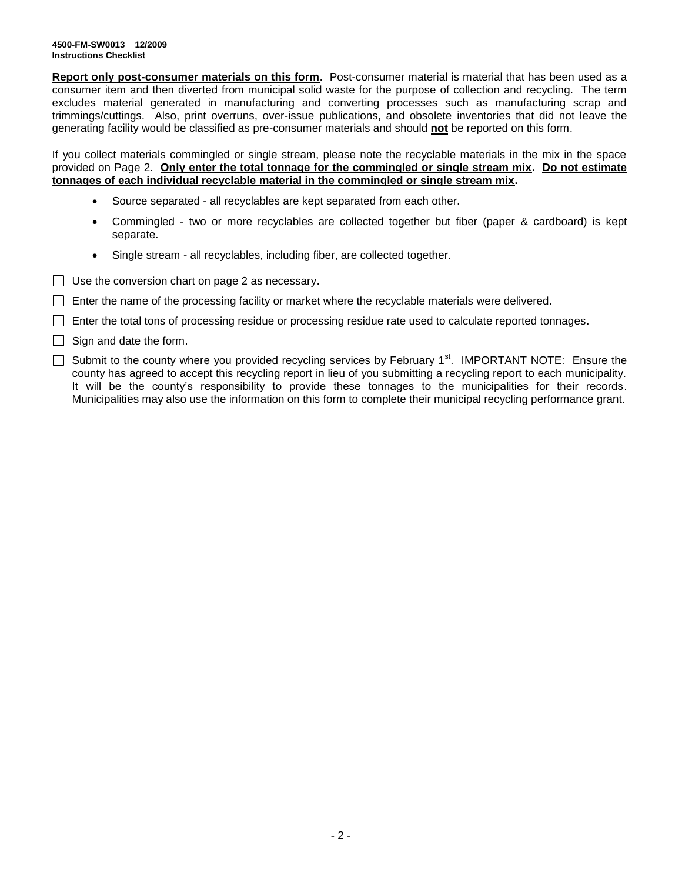**4500-FM-SW0013 12/2009**
**Instructions Checklist**

**Report only post-consumer materials on this form**. Post-consumer material is material that has been used as a consumer item and then diverted from municipal solid waste for the purpose of collection and recycling. The term excludes material generated in manufacturing and converting processes such as manufacturing scrap and trimmings/cuttings. Also, print overruns, over-issue publications, and obsolete inventories that did not leave the generating facility would be classified as pre-consumer materials and should **not** be reported on this form.

If you collect materials commingled or single stream, please note the recyclable materials in the mix in the space provided on Page 2. **Only enter the total tonnage for the commingled or single stream mix. Do not estimate tonnages of each individual recyclable material in the commingled or single stream mix.**

- Source separated - all recyclables are kept separated from each other.
- Commingled - two or more recyclables are collected together but fiber (paper & cardboard) is kept separate.
- Single stream - all recyclables, including fiber, are collected together.

☐ Use the conversion chart on page 2 as necessary.

☐ Enter the name of the processing facility or market where the recyclable materials were delivered.

☐ Enter the total tons of processing residue or processing residue rate used to calculate reported tonnages.

☐ Sign and date the form.

☐ Submit to the county where you provided recycling services by February 1st. IMPORTANT NOTE: Ensure the county has agreed to accept this recycling report in lieu of you submitting a recycling report to each municipality. It will be the county's responsibility to provide these tonnages to the municipalities for their records. Municipalities may also use the information on this form to complete their municipal recycling performance grant.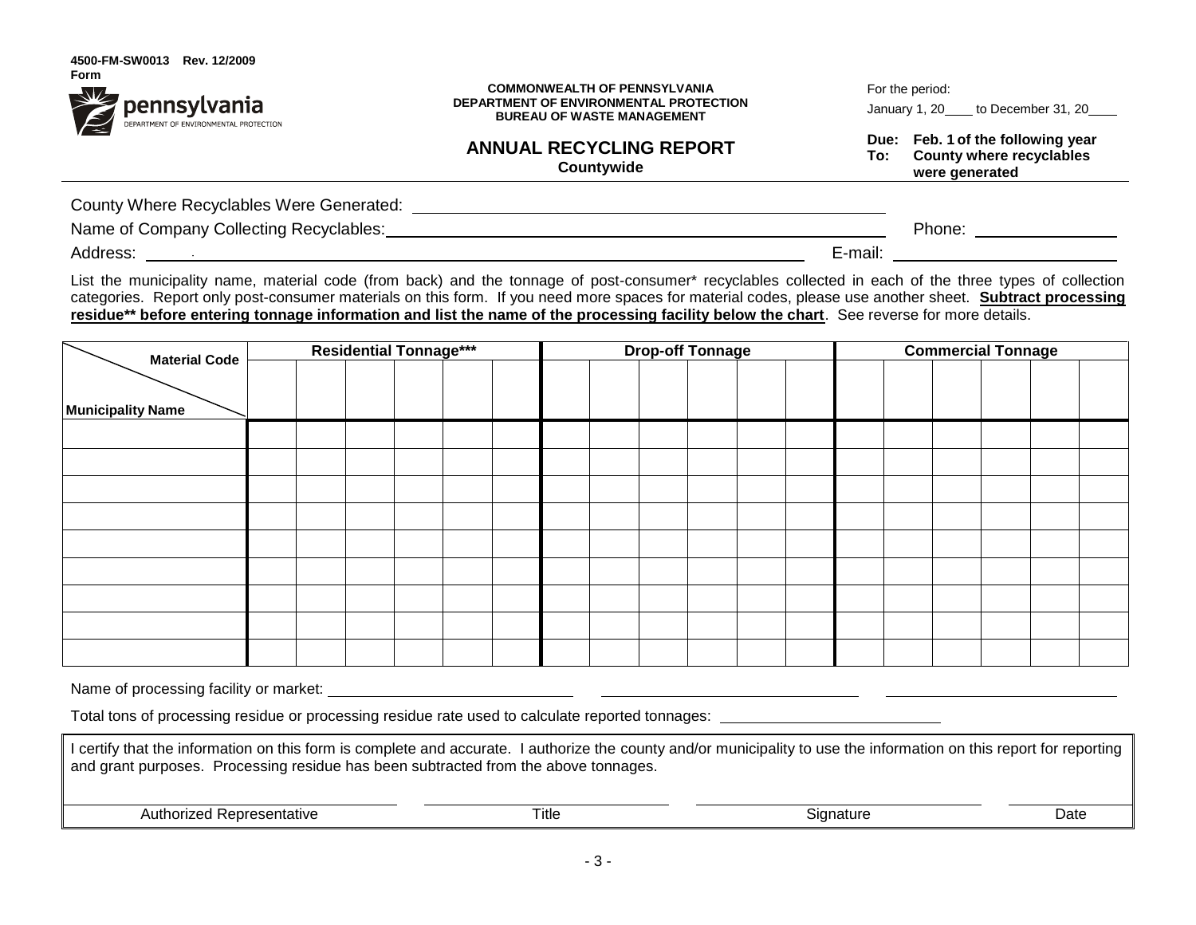4500-FM-SW0013 Rev. 12/2009
Form

pennsylvania
DEPARTMENT OF ENVIRONMENTAL PROTECTION

COMMONWEALTH OF PENNSYLVANIA
DEPARTMENT OF ENVIRONMENTAL PROTECTION
BUREAU OF WASTE MANAGEMENT

For the period:
January 1, 20____ to December 31, 20____

**Due:** **Feb. 1 of the following year**
**To:** **County where recyclables were generated**

# ANNUAL RECYCLING REPORT

**Countywide**

County Where Recyclables Were Generated: ______________________________

Name of Company Collecting Recyclables: ______________________________ Phone: ______________

Address: ______________________________ E-mail: ______________

List the municipality name, material code (from back) and the tonnage of post-consumer* recyclables collected in each of the three types of collection categories. Report only post-consumer materials on this form. If you need more spaces for material codes, please use another sheet. **Subtract processing residue** before entering tonnage information and list the name of the processing facility below the chart**. See reverse for more details.

| Material Code / Municipality Name | Residential Tonnage*** | | | | | | Drop-off Tonnage | | | | | | Commercial Tonnage | | | | | |
|---|---|---|---|---|---|---|---|---|---|---|---|---|---|---|---|---|---|---|
| | | | | | | | | | | | | | | | | | | |
| | | | | | | | | | | | | | | | | | | |
| | | | | | | | | | | | | | | | | | | |
| | | | | | | | | | | | | | | | | | | |
| | | | | | | | | | | | | | | | | | | |
| | | | | | | | | | | | | | | | | | | |
| | | | | | | | | | | | | | | | | | | |
| | | | | | | | | | | | | | | | | | | |
| | | | | | | | | | | | | | | | | | | |
| | | | | | | | | | | | | | | | | | | |

Name of processing facility or market: ______________ ______________ ______________

Total tons of processing residue or processing residue rate used to calculate reported tonnages: ______________

I certify that the information on this form is complete and accurate. I authorize the county and/or municipality to use the information on this report for reporting and grant purposes. Processing residue has been subtracted from the above tonnages.

| Authorized Representative | Title | Signature | Date |
|---|---|---|---|
| | | | |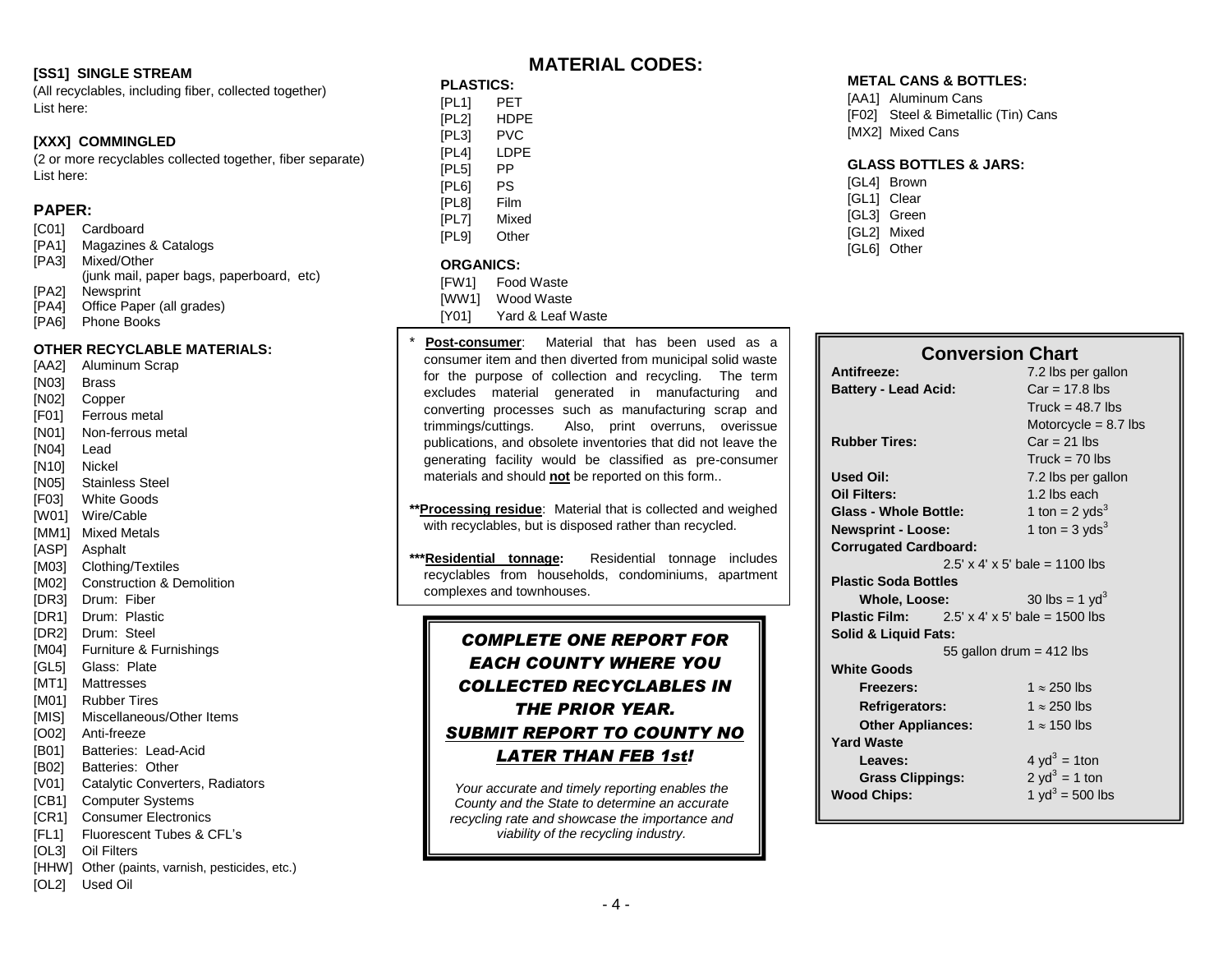## MATERIAL CODES:

**[SS1] SINGLE STREAM**

(All recyclables, including fiber, collected together)

List here:

**[XXX] COMMINGLED**

(2 or more recyclables collected together, fiber separate)

List here:

### PAPER:

- [C01] Cardboard
- [PA1] Magazines & Catalogs
- [PA3] Mixed/Other (junk mail, paper bags, paperboard, etc)
- [PA2] Newsprint
- [PA4] Office Paper (all grades)
- [PA6] Phone Books

### OTHER RECYCLABLE MATERIALS:

- [AA2] Aluminum Scrap
- [N03] Brass
- [N02] Copper
- [F01] Ferrous metal
- [N01] Non-ferrous metal
- [N04] Lead
- [N10] Nickel
- [N05] Stainless Steel
- [F03] White Goods
- [W01] Wire/Cable
- [MM1] Mixed Metals
- [ASP] Asphalt
- [M03] Clothing/Textiles
- [M02] Construction & Demolition
- [DR3] Drum: Fiber
- [DR1] Drum: Plastic
- [DR2] Drum: Steel
- [M04] Furniture & Furnishings
- [GL5] Glass: Plate
- [MT1] Mattresses
- [M01] Rubber Tires
- [MIS] Miscellaneous/Other Items
- [O02] Anti-freeze
- [B01] Batteries: Lead-Acid
- [B02] Batteries: Other
- [V01] Catalytic Converters, Radiators
- [CB1] Computer Systems
- [CR1] Consumer Electronics
- [FL1] Fluorescent Tubes & CFL's
- [OL3] Oil Filters
- [HHW] Other (paints, varnish, pesticides, etc.)
- [OL2] Used Oil

### PLASTICS:

- [PL1] PET
- [PL2] HDPE
- [PL3] PVC
- [PL4] LDPE
- [PL5] PP
- [PL6] PS
- [PL8] Film
- [PL7] Mixed
- [PL9] Other

### ORGANICS:

- [FW1] Food Waste
- [WW1] Wood Waste
- [Y01] Yard & Leaf Waste

\* **Post-consumer**: Material that has been used as a consumer item and then diverted from municipal solid waste for the purpose of collection and recycling. The term excludes material generated in manufacturing and converting processes such as manufacturing scrap and trimmings/cuttings. Also, print overruns, overissue publications, and obsolete inventories that did not leave the generating facility would be classified as pre-consumer materials and should **not** be reported on this form..

\*\***Processing residue**: Material that is collected and weighed with recyclables, but is disposed rather than recycled.

\*\*\***Residential tonnage:** Residential tonnage includes recyclables from households, condominiums, apartment complexes and townhouses.

***COMPLETE ONE REPORT FOR EACH COUNTY WHERE YOU COLLECTED RECYCLABLES IN THE PRIOR YEAR.***

***SUBMIT REPORT TO COUNTY NO LATER THAN FEB 1st!***

*Your accurate and timely reporting enables the County and the State to determine an accurate recycling rate and showcase the importance and viability of the recycling industry.*

### METAL CANS & BOTTLES:

- [AA1] Aluminum Cans
- [F02] Steel & Bimetallic (Tin) Cans
- [MX2] Mixed Cans

### GLASS BOTTLES & JARS:

- [GL4] Brown
- [GL1] Clear
- [GL3] Green
- [GL2] Mixed
- [GL6] Other

### Conversion Chart

| | |
|---|---|
| **Antifreeze:** | 7.2 lbs per gallon |
| **Battery - Lead Acid:** | Car = 17.8 lbs |
| | Truck = 48.7 lbs |
| | Motorcycle = 8.7 lbs |
| **Rubber Tires:** | Car = 21 lbs |
| | Truck = 70 lbs |
| **Used Oil:** | 7.2 lbs per gallon |
| **Oil Filters:** | 1.2 lbs each |
| **Glass - Whole Bottle:** | 1 ton = 2 $yds^3$ |
| **Newsprint - Loose:** | 1 ton = 3 $yds^3$ |
| **Corrugated Cardboard:** | 2.5' x 4' x 5' bale = 1100 lbs |
| **Plastic Soda Bottles** | |
| **Whole, Loose:** | 30 lbs = 1 $yd^3$ |
| **Plastic Film:** | 2.5' x 4' x 5' bale = 1500 lbs |
| **Solid & Liquid Fats:** | 55 gallon drum = 412 lbs |
| **White Goods** | |
| **Freezers:** | 1 ≈ 250 lbs |
| **Refrigerators:** | 1 ≈ 250 lbs |
| **Other Appliances:** | 1 ≈ 150 lbs |
| **Yard Waste** | |
| **Leaves:** | 4 $yd^3$ = 1ton |
| **Grass Clippings:** | 2 $yd^3$ = 1 ton |
| **Wood Chips:** | 1 $yd^3$ = 500 lbs |